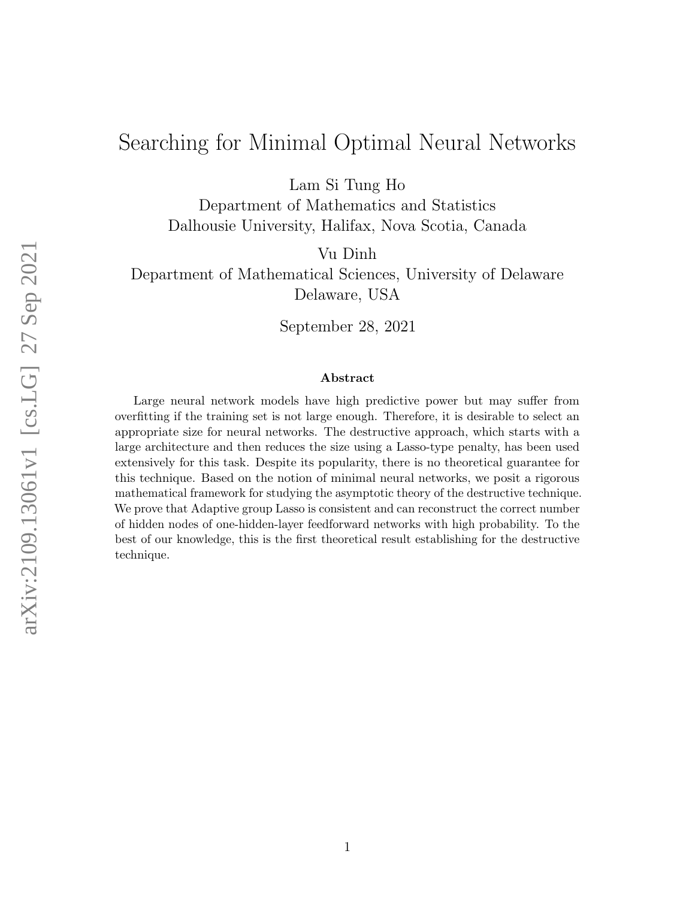# Searching for Minimal Optimal Neural Networks

Lam Si Tung Ho
Department of Mathematics and Statistics
Dalhousie University, Halifax, Nova Scotia, Canada

Vu Dinh
Department of Mathematical Sciences, University of Delaware
Delaware, USA

September 28, 2021

### Abstract

Large neural network models have high predictive power but may suffer from overfitting if the training set is not large enough. Therefore, it is desirable to select an appropriate size for neural networks. The destructive approach, which starts with a large architecture and then reduces the size using a Lasso-type penalty, has been used extensively for this task. Despite its popularity, there is no theoretical guarantee for this technique. Based on the notion of minimal neural networks, we posit a rigorous mathematical framework for studying the asymptotic theory of the destructive technique. We prove that Adaptive group Lasso is consistent and can reconstruct the correct number of hidden nodes of one-hidden-layer feedforward networks with high probability. To the best of our knowledge, this is the first theoretical result establishing for the destructive technique.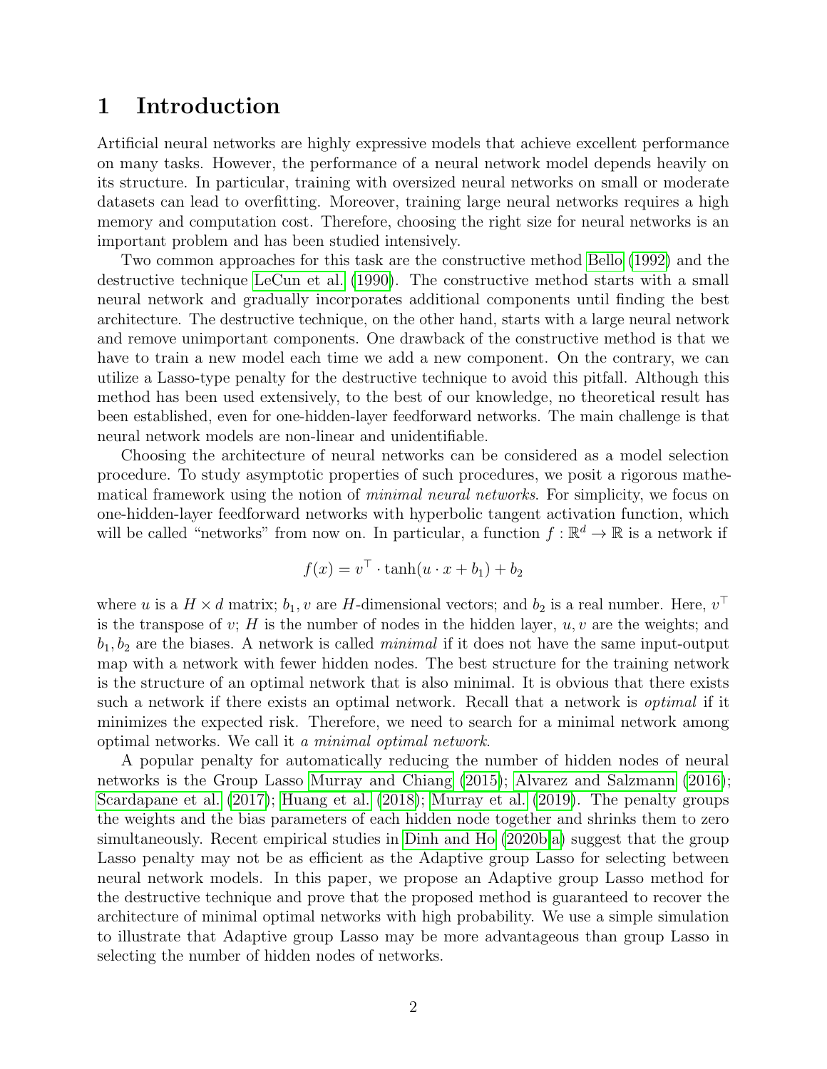# 1 Introduction

Artificial neural networks are highly expressive models that achieve excellent performance on many tasks. However, the performance of a neural network model depends heavily on its structure. In particular, training with oversized neural networks on small or moderate datasets can lead to overfitting. Moreover, training large neural networks requires a high memory and computation cost. Therefore, choosing the right size for neural networks is an important problem and has been studied intensively.

Two common approaches for this task are the constructive method Bello (1992) and the destructive technique LeCun et al. (1990). The constructive method starts with a small neural network and gradually incorporates additional components until finding the best architecture. The destructive technique, on the other hand, starts with a large neural network and remove unimportant components. One drawback of the constructive method is that we have to train a new model each time we add a new component. On the contrary, we can utilize a Lasso-type penalty for the destructive technique to avoid this pitfall. Although this method has been used extensively, to the best of our knowledge, no theoretical result has been established, even for one-hidden-layer feedforward networks. The main challenge is that neural network models are non-linear and unidentifiable.

Choosing the architecture of neural networks can be considered as a model selection procedure. To study asymptotic properties of such procedures, we posit a rigorous mathematical framework using the notion of *minimal neural networks*. For simplicity, we focus on one-hidden-layer feedforward networks with hyperbolic tangent activation function, which will be called "networks" from now on. In particular, a function $f : \mathbb{R}^d \to \mathbb{R}$ is a network if

$$f(x) = v^\top \cdot \tanh(u \cdot x + b_1) + b_2$$

where $u$ is a $H \times d$ matrix; $b_1, v$ are $H$-dimensional vectors; and $b_2$ is a real number. Here, $v^\top$ is the transpose of $v$; $H$ is the number of nodes in the hidden layer, $u, v$ are the weights; and $b_1, b_2$ are the biases. A network is called *minimal* if it does not have the same input-output map with a network with fewer hidden nodes. The best structure for the training network is the structure of an optimal network that is also minimal. It is obvious that there exists such a network if there exists an optimal network. Recall that a network is *optimal* if it minimizes the expected risk. Therefore, we need to search for a minimal network among optimal networks. We call it *a minimal optimal network*.

A popular penalty for automatically reducing the number of hidden nodes of neural networks is the Group Lasso Murray and Chiang (2015); Alvarez and Salzmann (2016); Scardapane et al. (2017); Huang et al. (2018); Murray et al. (2019). The penalty groups the weights and the bias parameters of each hidden node together and shrinks them to zero simultaneously. Recent empirical studies in Dinh and Ho (2020b,a) suggest that the group Lasso penalty may not be as efficient as the Adaptive group Lasso for selecting between neural network models. In this paper, we propose an Adaptive group Lasso method for the destructive technique and prove that the proposed method is guaranteed to recover the architecture of minimal optimal networks with high probability. We use a simple simulation to illustrate that Adaptive group Lasso may be more advantageous than group Lasso in selecting the number of hidden nodes of networks.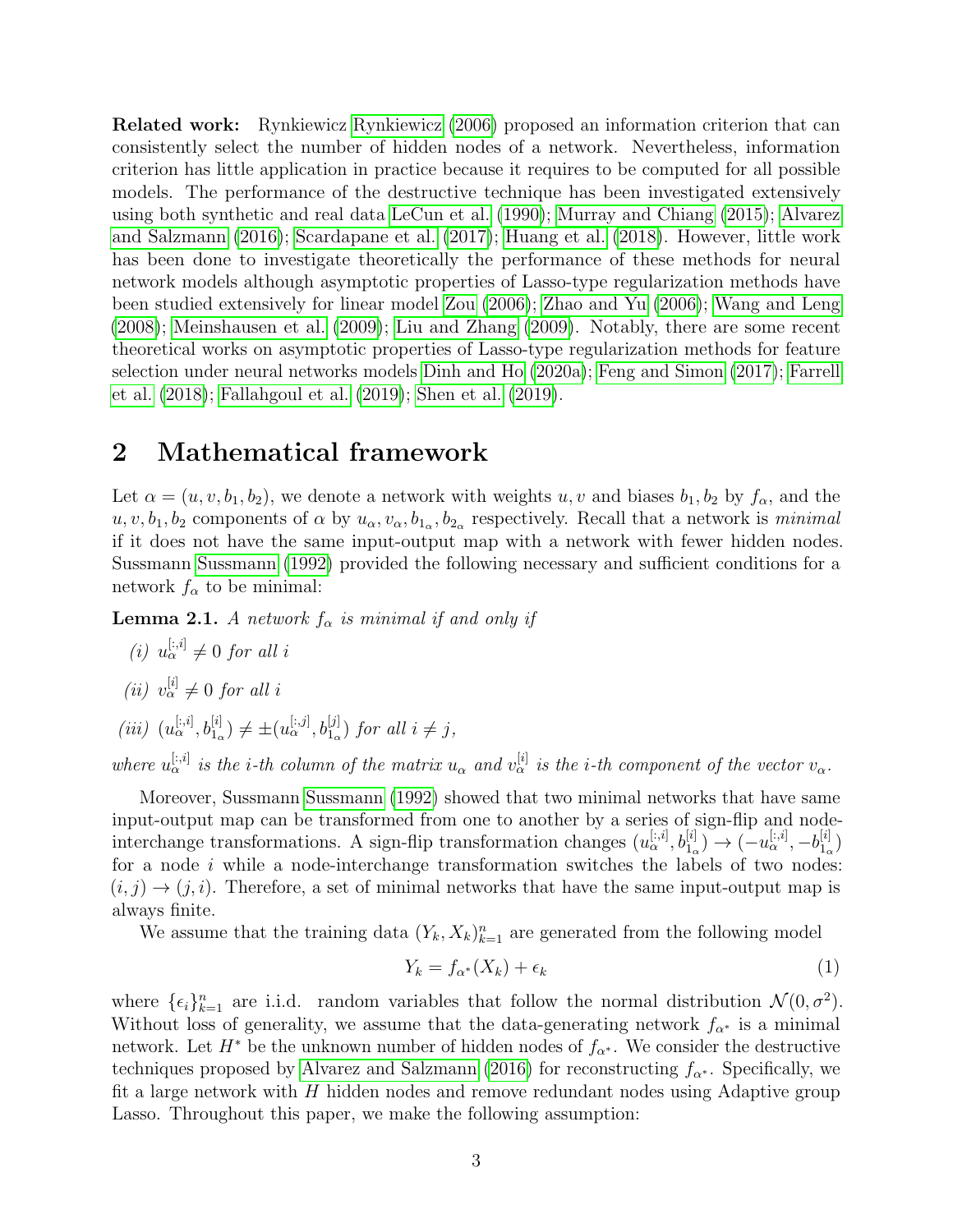**Related work:** Rynkiewicz Rynkiewicz (2006) proposed an information criterion that can consistently select the number of hidden nodes of a network. Nevertheless, information criterion has little application in practice because it requires to be computed for all possible models. The performance of the destructive technique has been investigated extensively using both synthetic and real data LeCun et al. (1990); Murray and Chiang (2015); Alvarez and Salzmann (2016); Scardapane et al. (2017); Huang et al. (2018). However, little work has been done to investigate theoretically the performance of these methods for neural network models although asymptotic properties of Lasso-type regularization methods have been studied extensively for linear model Zou (2006); Zhao and Yu (2006); Wang and Leng (2008); Meinshausen et al. (2009); Liu and Zhang (2009). Notably, there are some recent theoretical works on asymptotic properties of Lasso-type regularization methods for feature selection under neural networks models Dinh and Ho (2020a); Feng and Simon (2017); Farrell et al. (2018); Fallahgoul et al. (2019); Shen et al. (2019).

## 2 Mathematical framework

Let $\alpha = (u, v, b_1, b_2)$, we denote a network with weights $u, v$ and biases $b_1, b_2$ by $f_\alpha$, and the $u, v, b_1, b_2$ components of $\alpha$ by $u_\alpha, v_\alpha, b_{1_\alpha}, b_{2_\alpha}$ respectively. Recall that a network is *minimal* if it does not have the same input-output map with a network with fewer hidden nodes. Sussmann Sussmann (1992) provided the following necessary and sufficient conditions for a network $f_\alpha$ to be minimal:

**Lemma 2.1.** *A network $f_\alpha$ is minimal if and only if*

*(i)* $u_\alpha^{[:,i]} \neq 0$ *for all* $i$

*(ii)* $v_\alpha^{[i]} \neq 0$ *for all* $i$

*(iii)* $(u_\alpha^{[:,i]}, b_{1_\alpha}^{[i]}) \neq \pm(u_\alpha^{[:,j]}, b_{1_\alpha}^{[j]})$ *for all* $i \neq j$,

*where* $u_\alpha^{[:,i]}$ *is the* $i$*-th column of the matrix* $u_\alpha$ *and* $v_\alpha^{[i]}$ *is the* $i$*-th component of the vector* $v_\alpha$.

Moreover, Sussmann Sussmann (1992) showed that two minimal networks that have same input-output map can be transformed from one to another by a series of sign-flip and node-interchange transformations. A sign-flip transformation changes $(u_\alpha^{[:,i]}, b_{1_\alpha}^{[i]}) \to (-u_\alpha^{[:,i]}, -b_{1_\alpha}^{[i]})$ for a node $i$ while a node-interchange transformation switches the labels of two nodes: $(i, j) \to (j, i)$. Therefore, a set of minimal networks that have the same input-output map is always finite.

We assume that the training data $(Y_k, X_k)_{k=1}^n$ are generated from the following model

$$Y_k = f_{\alpha^*}(X_k) + \epsilon_k \tag{1}$$

where $\{\epsilon_i\}_{k=1}^n$ are i.i.d. random variables that follow the normal distribution $\mathcal{N}(0, \sigma^2)$. Without loss of generality, we assume that the data-generating network $f_{\alpha^*}$ is a minimal network. Let $H^*$ be the unknown number of hidden nodes of $f_{\alpha^*}$. We consider the destructive techniques proposed by Alvarez and Salzmann (2016) for reconstructing $f_{\alpha^*}$. Specifically, we fit a large network with $H$ hidden nodes and remove redundant nodes using Adaptive group Lasso. Throughout this paper, we make the following assumption: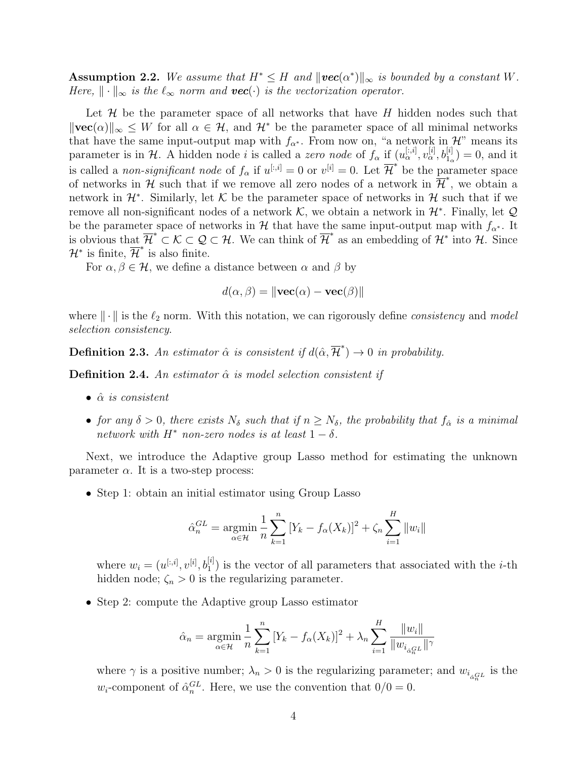**Assumption 2.2.** *We assume that $H^* \leq H$ and $\|\boldsymbol{vec}(\alpha^*)\|_\infty$ is bounded by a constant $W$. Here, $\|\cdot\|_\infty$ is the $\ell_\infty$ norm and $\boldsymbol{vec}(\cdot)$ is the vectorization operator.*

Let $\mathcal{H}$ be the parameter space of all networks that have $H$ hidden nodes such that $\|\mathbf{vec}(\alpha)\|_\infty \leq W$ for all $\alpha \in \mathcal{H}$, and $\mathcal{H}^*$ be the parameter space of all minimal networks that have the same input-output map with $f_{\alpha^*}$. From now on, "a network in $\mathcal{H}$" means its parameter is in $\mathcal{H}$. A hidden node $i$ is called a *zero node* of $f_\alpha$ if $(u_\alpha^{[:,i]}, v_\alpha^{[i]}, b_{1_\alpha}^{[i]}) = 0$, and it is called a *non-significant node* of $f_\alpha$ if $u^{[:,i]} = 0$ or $v^{[i]} = 0$. Let $\overline{\mathcal{H}}^*$ be the parameter space of networks in $\mathcal{H}$ such that if we remove all zero nodes of a network in $\overline{\mathcal{H}}^*$, we obtain a network in $\mathcal{H}^*$. Similarly, let $\mathcal{K}$ be the parameter space of networks in $\mathcal{H}$ such that if we remove all non-significant nodes of a network $\mathcal{K}$, we obtain a network in $\mathcal{H}^*$. Finally, let $\mathcal{Q}$ be the parameter space of networks in $\mathcal{H}$ that have the same input-output map with $f_{\alpha^*}$. It is obvious that $\overline{\mathcal{H}}^* \subset \mathcal{K} \subset \mathcal{Q} \subset \mathcal{H}$. We can think of $\overline{\mathcal{H}}^*$ as an embedding of $\mathcal{H}^*$ into $\mathcal{H}$. Since $\mathcal{H}^*$ is finite, $\overline{\mathcal{H}}^*$ is also finite.

For $\alpha, \beta \in \mathcal{H}$, we define a distance between $\alpha$ and $\beta$ by

$$d(\alpha, \beta) = \|\mathbf{vec}(\alpha) - \mathbf{vec}(\beta)\|$$

where $\|\cdot\|$ is the $\ell_2$ norm. With this notation, we can rigorously define *consistency* and *model selection consistency*.

**Definition 2.3.** *An estimator $\hat{\alpha}$ is consistent if $d(\hat{\alpha}, \overline{\mathcal{H}}^*) \to 0$ in probability.*

**Definition 2.4.** *An estimator $\hat{\alpha}$ is model selection consistent if*

- *$\hat{\alpha}$ is consistent*
- *for any $\delta > 0$, there exists $N_\delta$ such that if $n \geq N_\delta$, the probability that $f_{\hat{\alpha}}$ is a minimal network with $H^*$ non-zero nodes is at least $1 - \delta$.*

Next, we introduce the Adaptive group Lasso method for estimating the unknown parameter $\alpha$. It is a two-step process:

- Step 1: obtain an initial estimator using Group Lasso

$$\hat{\alpha}_n^{GL} = \underset{\alpha \in \mathcal{H}}{\operatorname{argmin}} \frac{1}{n} \sum_{k=1}^{n} [Y_k - f_\alpha(X_k)]^2 + \zeta_n \sum_{i=1}^{H} \|w_i\|$$

  where $w_i = (u^{[:,i]}, v^{[i]}, b_1^{[i]})$ is the vector of all parameters that associated with the $i$-th hidden node; $\zeta_n > 0$ is the regularizing parameter.

- Step 2: compute the Adaptive group Lasso estimator

$$\hat{\alpha}_n = \underset{\alpha \in \mathcal{H}}{\operatorname{argmin}} \frac{1}{n} \sum_{k=1}^{n} [Y_k - f_\alpha(X_k)]^2 + \lambda_n \sum_{i=1}^{H} \frac{\|w_i\|}{\|w_{i_{\hat{\alpha}_n^{GL}}}\|^\gamma}$$

  where $\gamma$ is a positive number; $\lambda_n > 0$ is the regularizing parameter; and $w_{i_{\hat{\alpha}_n^{GL}}}$ is the $w_i$-component of $\hat{\alpha}_n^{GL}$. Here, we use the convention that $0/0 = 0$.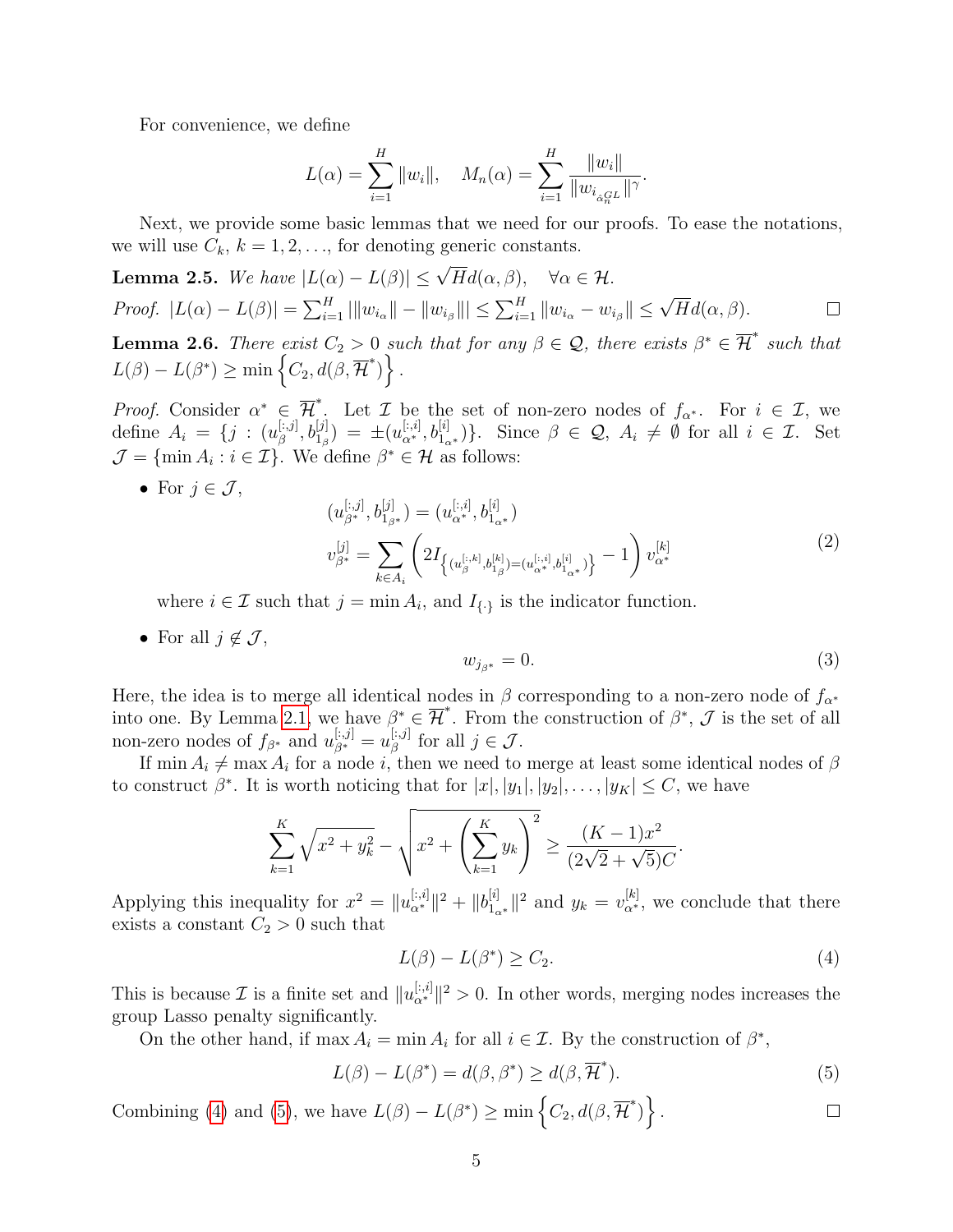For convenience, we define

$$L(\alpha) = \sum_{i=1}^{H} \|w_i\|, \quad M_n(\alpha) = \sum_{i=1}^{H} \frac{\|w_i\|}{\|w_{i_{\hat{\alpha}_n^{GL}}}\|^{\gamma}}.$$

Next, we provide some basic lemmas that we need for our proofs. To ease the notations, we will use $C_k$, $k = 1, 2, \ldots$, for denoting generic constants.

**Lemma 2.5.** *We have* $|L(\alpha) - L(\beta)| \leq \sqrt{H} d(\alpha, \beta), \quad \forall \alpha \in \mathcal{H}.$

*Proof.* $|L(\alpha) - L(\beta)| = \sum_{i=1}^{H} |\|w_{i_\alpha}\| - \|w_{i_\beta}\|| \leq \sum_{i=1}^{H} \|w_{i_\alpha} - w_{i_\beta}\| \leq \sqrt{H} d(\alpha, \beta).$ □

**Lemma 2.6.** *There exist $C_2 > 0$ such that for any $\beta \in \mathcal{Q}$, there exists $\beta^* \in \overline{\mathcal{H}}^*$ such that* $L(\beta) - L(\beta^*) \geq \min\left\{C_2, d(\beta, \overline{\mathcal{H}}^*)\right\}.$

*Proof.* Consider $\alpha^* \in \overline{\mathcal{H}}^*$. Let $\mathcal{I}$ be the set of non-zero nodes of $f_{\alpha^*}$. For $i \in \mathcal{I}$, we define $A_i = \{j : (u_\beta^{[:,j]}, b_{1_\beta}^{[j]}) = \pm(u_{\alpha^*}^{[:,i]}, b_{1_{\alpha^*}}^{[i]})\}$. Since $\beta \in \mathcal{Q}$, $A_i \neq \emptyset$ for all $i \in \mathcal{I}$. Set $\mathcal{J} = \{\min A_i : i \in \mathcal{I}\}$. We define $\beta^* \in \mathcal{H}$ as follows:

- For $j \in \mathcal{J}$,

$$\begin{aligned} (u_{\beta^*}^{[:,j]}, b_{1_{\beta^*}}^{[j]}) &= (u_{\alpha^*}^{[:,i]}, b_{1_{\alpha^*}}^{[i]}) \\ v_{\beta^*}^{[j]} &= \sum_{k \in A_i} \left(2I_{\left\{(u_\beta^{[:,k]}, b_{1_\beta}^{[k]}) = (u_{\alpha^*}^{[:,i]}, b_{1_{\alpha^*}}^{[i]})\right\}} - 1\right) v_{\alpha^*}^{[k]} \end{aligned} \tag{2}$$

  where $i \in \mathcal{I}$ such that $j = \min A_i$, and $I_{\{\cdot\}}$ is the indicator function.

- For all $j \notin \mathcal{J}$,

$$w_{j_{\beta^*}} = 0. \tag{3}$$

Here, the idea is to merge all identical nodes in $\beta$ corresponding to a non-zero node of $f_{\alpha^*}$ into one. By Lemma 2.1, we have $\beta^* \in \overline{\mathcal{H}}^*$. From the construction of $\beta^*$, $\mathcal{J}$ is the set of all non-zero nodes of $f_{\beta^*}$ and $u_{\beta^*}^{[:,j]} = u_\beta^{[:,j]}$ for all $j \in \mathcal{J}$.

If $\min A_i \neq \max A_i$ for a node $i$, then we need to merge at least some identical nodes of $\beta$ to construct $\beta^*$. It is worth noticing that for $|x|, |y_1|, |y_2|, \ldots, |y_K| \leq C$, we have

$$\sum_{k=1}^{K} \sqrt{x^2 + y_k^2} - \sqrt{x^2 + \left(\sum_{k=1}^{K} y_k\right)^2} \geq \frac{(K-1)x^2}{(2\sqrt{2} + \sqrt{5})C}.$$

Applying this inequality for $x^2 = \|u_{\alpha^*}^{[:,i]}\|^2 + \|b_{1_{\alpha^*}}^{[i]}\|^2$ and $y_k = v_{\alpha^*}^{[k]}$, we conclude that there exists a constant $C_2 > 0$ such that

$$L(\beta) - L(\beta^*) \geq C_2. \tag{4}$$

This is because $\mathcal{I}$ is a finite set and $\|u_{\alpha^*}^{[:,i]}\|^2 > 0$. In other words, merging nodes increases the group Lasso penalty significantly.

On the other hand, if $\max A_i = \min A_i$ for all $i \in \mathcal{I}$. By the construction of $\beta^*$,

$$L(\beta) - L(\beta^*) = d(\beta, \beta^*) \geq d(\beta, \overline{\mathcal{H}}^*). \tag{5}$$

Combining (4) and (5), we have $L(\beta) - L(\beta^*) \geq \min\left\{C_2, d(\beta, \overline{\mathcal{H}}^*)\right\}.$ □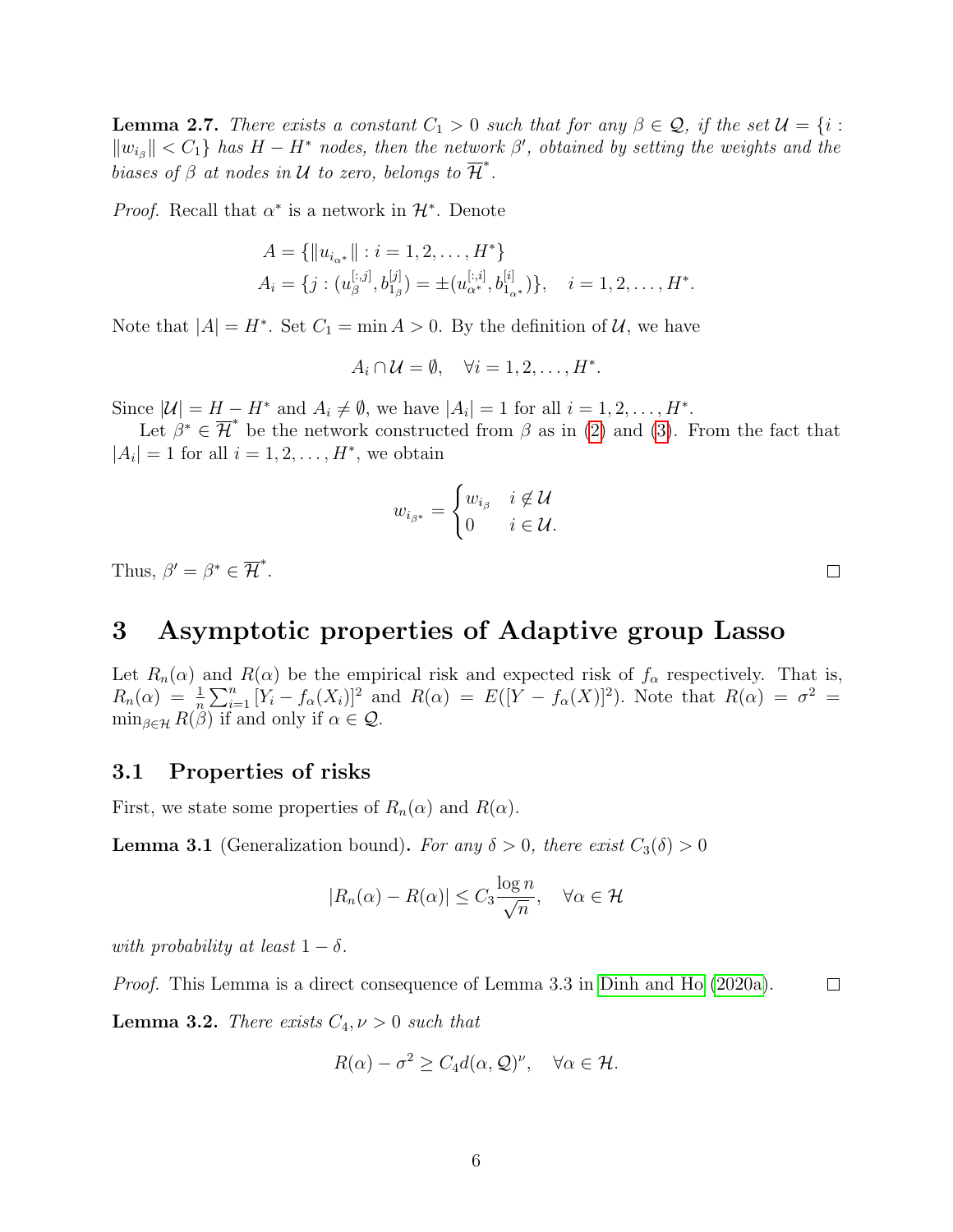**Lemma 2.7.** *There exists a constant $C_1 > 0$ such that for any $\beta \in \mathcal{Q}$, if the set $\mathcal{U} = \{i : \|w_{i_\beta}\| < C_1\}$ has $H - H^*$ nodes, then the network $\beta'$, obtained by setting the weights and the biases of $\beta$ at nodes in $\mathcal{U}$ to zero, belongs to $\overline{\mathcal{H}}^*$.*

*Proof.* Recall that $\alpha^*$ is a network in $\mathcal{H}^*$. Denote

$$
\begin{aligned}
A &= \{\|u_{i_{\alpha^*}}\| : i = 1, 2, \ldots, H^*\} \\
A_i &= \{j : (u_\beta^{[:,j]}, b_{1_\beta}^{[j]}) = \pm(u_{\alpha^*}^{[:,i]}, b_{1_{\alpha^*}}^{[i]})\}, \quad i = 1, 2, \ldots, H^*.
\end{aligned}
$$

Note that $|A| = H^*$. Set $C_1 = \min A > 0$. By the definition of $\mathcal{U}$, we have

$$
A_i \cap \mathcal{U} = \emptyset, \quad \forall i = 1, 2, \ldots, H^*.
$$

Since $|\mathcal{U}| = H - H^*$ and $A_i \neq \emptyset$, we have $|A_i| = 1$ for all $i = 1, 2, \ldots, H^*$.

Let $\beta^* \in \overline{\mathcal{H}}^*$ be the network constructed from $\beta$ as in (2) and (3). From the fact that $|A_i| = 1$ for all $i = 1, 2, \ldots, H^*$, we obtain

$$
w_{i_{\beta^*}} = \begin{cases} w_{i_\beta} & i \notin \mathcal{U} \\ 0 & i \in \mathcal{U}. \end{cases}
$$

Thus, $\beta' = \beta^* \in \overline{\mathcal{H}}^*$. □

# 3 Asymptotic properties of Adaptive group Lasso

Let $R_n(\alpha)$ and $R(\alpha)$ be the empirical risk and expected risk of $f_\alpha$ respectively. That is, $R_n(\alpha) = \frac{1}{n}\sum_{i=1}^n [Y_i - f_\alpha(X_i)]^2$ and $R(\alpha) = E([Y - f_\alpha(X)]^2)$. Note that $R(\alpha) = \sigma^2 = \min_{\beta \in \mathcal{H}} R(\beta)$ if and only if $\alpha \in \mathcal{Q}$.

## 3.1 Properties of risks

First, we state some properties of $R_n(\alpha)$ and $R(\alpha)$.

**Lemma 3.1** (Generalization bound)**.** *For any $\delta > 0$, there exist $C_3(\delta) > 0$*

$$
|R_n(\alpha) - R(\alpha)| \leq C_3 \frac{\log n}{\sqrt{n}}, \quad \forall \alpha \in \mathcal{H}
$$

*with probability at least $1 - \delta$.*

*Proof.* This Lemma is a direct consequence of Lemma 3.3 in Dinh and Ho (2020a). □

**Lemma 3.2.** *There exists $C_4, \nu > 0$ such that*

$$
R(\alpha) - \sigma^2 \geq C_4 d(\alpha, \mathcal{Q})^\nu, \quad \forall \alpha \in \mathcal{H}.
$$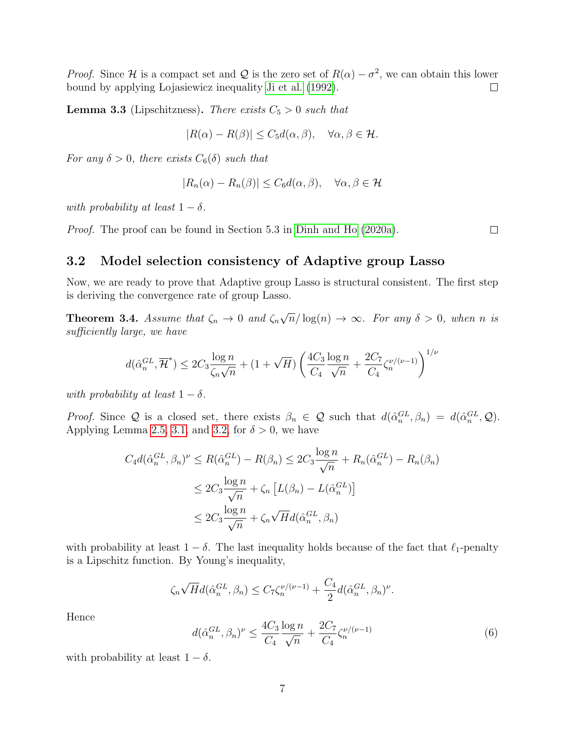*Proof.* Since $\mathcal{H}$ is a compact set and $\mathcal{Q}$ is the zero set of $R(\alpha) - \sigma^2$, we can obtain this lower bound by applying Łojasiewicz inequality Ji et al. (1992). ◻

**Lemma 3.3** (Lipschitzness)**.** *There exists $C_5 > 0$ such that*

$$|R(\alpha) - R(\beta)| \leq C_5 d(\alpha, \beta), \quad \forall \alpha, \beta \in \mathcal{H}.$$

*For any $\delta > 0$, there exists $C_6(\delta)$ such that*

$$|R_n(\alpha) - R_n(\beta)| \leq C_6 d(\alpha, \beta), \quad \forall \alpha, \beta \in \mathcal{H}$$

*with probability at least $1 - \delta$.*

*Proof.* The proof can be found in Section 5.3 in Dinh and Ho (2020a). ◻

## 3.2 Model selection consistency of Adaptive group Lasso

Now, we are ready to prove that Adaptive group Lasso is structural consistent. The first step is deriving the convergence rate of group Lasso.

**Theorem 3.4.** *Assume that $\zeta_n \to 0$ and $\zeta_n \sqrt{n}/\log(n) \to \infty$. For any $\delta > 0$, when $n$ is sufficiently large, we have*

$$d(\hat{\alpha}_n^{GL}, \overline{\mathcal{H}}^*) \leq 2C_3 \frac{\log n}{\zeta_n \sqrt{n}} + (1 + \sqrt{H}) \left( \frac{4C_3}{C_4} \frac{\log n}{\sqrt{n}} + \frac{2C_7}{C_4} \zeta_n^{\nu/(\nu-1)} \right)^{1/\nu}$$

*with probability at least $1 - \delta$.*

*Proof.* Since $\mathcal{Q}$ is a closed set, there exists $\beta_n \in \mathcal{Q}$ such that $d(\hat{\alpha}_n^{GL}, \beta_n) = d(\hat{\alpha}_n^{GL}, \mathcal{Q})$. Applying Lemma 2.5, 3.1, and 3.2, for $\delta > 0$, we have

$$\begin{aligned}
C_4 d(\hat{\alpha}_n^{GL}, \beta_n)^\nu \leq R(\hat{\alpha}_n^{GL}) - R(\beta_n) &\leq 2C_3 \frac{\log n}{\sqrt{n}} + R_n(\hat{\alpha}_n^{GL}) - R_n(\beta_n) \\
&\leq 2C_3 \frac{\log n}{\sqrt{n}} + \zeta_n \left[ L(\beta_n) - L(\hat{\alpha}_n^{GL}) \right] \\
&\leq 2C_3 \frac{\log n}{\sqrt{n}} + \zeta_n \sqrt{H} d(\hat{\alpha}_n^{GL}, \beta_n)
\end{aligned}$$

with probability at least $1 - \delta$. The last inequality holds because of the fact that $\ell_1$-penalty is a Lipschitz function. By Young's inequality,

$$\zeta_n \sqrt{H} d(\hat{\alpha}_n^{GL}, \beta_n) \leq C_7 \zeta_n^{\nu/(\nu-1)} + \frac{C_4}{2} d(\hat{\alpha}_n^{GL}, \beta_n)^\nu.$$

Hence

$$d(\hat{\alpha}_n^{GL}, \beta_n)^\nu \leq \frac{4C_3}{C_4} \frac{\log n}{\sqrt{n}} + \frac{2C_7}{C_4} \zeta_n^{\nu/(\nu-1)} \tag{6}$$

with probability at least $1 - \delta$.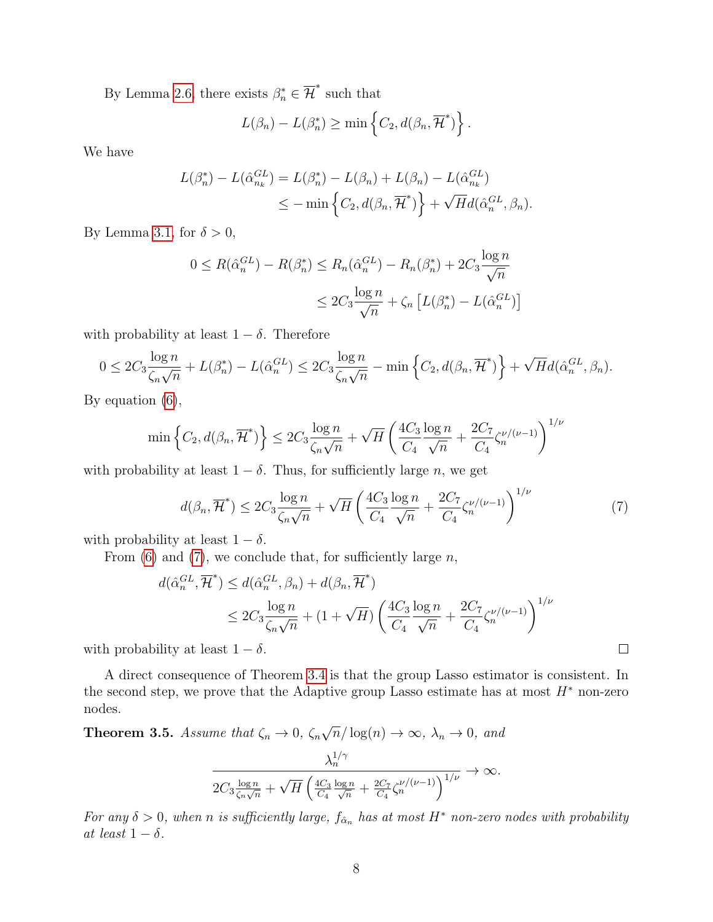By Lemma 2.6, there exists $\beta_n^* \in \overline{\mathcal{H}}^*$ such that

$$L(\beta_n) - L(\beta_n^*) \geq \min\left\{C_2, d(\beta_n, \overline{\mathcal{H}}^*)\right\}.$$

We have

$$\begin{aligned}
L(\beta_n^*) - L(\hat{\alpha}_{n_k}^{GL}) &= L(\beta_n^*) - L(\beta_n) + L(\beta_n) - L(\hat{\alpha}_{n_k}^{GL}) \\
&\leq -\min\left\{C_2, d(\beta_n, \overline{\mathcal{H}}^*)\right\} + \sqrt{H} d(\hat{\alpha}_n^{GL}, \beta_n).
\end{aligned}$$

By Lemma 3.1, for $\delta > 0$,

$$\begin{aligned}
0 \leq R(\hat{\alpha}_n^{GL}) - R(\beta_n^*) &\leq R_n(\hat{\alpha}_n^{GL}) - R_n(\beta_n^*) + 2C_3 \frac{\log n}{\sqrt{n}} \\
&\leq 2C_3 \frac{\log n}{\sqrt{n}} + \zeta_n \left[L(\beta_n^*) - L(\hat{\alpha}_n^{GL})\right]
\end{aligned}$$

with probability at least $1-\delta$. Therefore

$$0 \leq 2C_3 \frac{\log n}{\zeta_n \sqrt{n}} + L(\beta_n^*) - L(\hat{\alpha}_n^{GL}) \leq 2C_3 \frac{\log n}{\zeta_n \sqrt{n}} - \min\left\{C_2, d(\beta_n, \overline{\mathcal{H}}^*)\right\} + \sqrt{H} d(\hat{\alpha}_n^{GL}, \beta_n).$$

By equation (6),

$$\min\left\{C_2, d(\beta_n, \overline{\mathcal{H}}^*)\right\} \leq 2C_3 \frac{\log n}{\zeta_n \sqrt{n}} + \sqrt{H}\left(\frac{4C_3}{C_4}\frac{\log n}{\sqrt{n}} + \frac{2C_7}{C_4}\zeta_n^{\nu/(\nu-1)}\right)^{1/\nu}$$

with probability at least $1-\delta$. Thus, for sufficiently large $n$, we get

$$d(\beta_n, \overline{\mathcal{H}}^*) \leq 2C_3 \frac{\log n}{\zeta_n \sqrt{n}} + \sqrt{H}\left(\frac{4C_3}{C_4}\frac{\log n}{\sqrt{n}} + \frac{2C_7}{C_4}\zeta_n^{\nu/(\nu-1)}\right)^{1/\nu} \tag{7}$$

with probability at least $1-\delta$.

From (6) and (7), we conclude that, for sufficiently large $n$,

$$\begin{aligned}
d(\hat{\alpha}_n^{GL}, \overline{\mathcal{H}}^*) &\leq d(\hat{\alpha}_n^{GL}, \beta_n) + d(\beta_n, \overline{\mathcal{H}}^*) \\
&\leq 2C_3 \frac{\log n}{\zeta_n \sqrt{n}} + (1+\sqrt{H})\left(\frac{4C_3}{C_4}\frac{\log n}{\sqrt{n}} + \frac{2C_7}{C_4}\zeta_n^{\nu/(\nu-1)}\right)^{1/\nu}
\end{aligned}$$

with probability at least $1-\delta$. □

A direct consequence of Theorem 3.4 is that the group Lasso estimator is consistent. In the second step, we prove that the Adaptive group Lasso estimate has at most $H^*$ non-zero nodes.

**Theorem 3.5.** *Assume that $\zeta_n \to 0$, $\zeta_n\sqrt{n}/\log(n) \to \infty$, $\lambda_n \to 0$, and*

$$\frac{\lambda_n^{1/\gamma}}{2C_3 \frac{\log n}{\zeta_n \sqrt{n}} + \sqrt{H}\left(\frac{4C_3}{C_4}\frac{\log n}{\sqrt{n}} + \frac{2C_7}{C_4}\zeta_n^{\nu/(\nu-1)}\right)^{1/\nu}} \to \infty.$$

*For any $\delta > 0$, when $n$ is sufficiently large, $f_{\hat{\alpha}_n}$ has at most $H^*$ non-zero nodes with probability at least $1-\delta$.*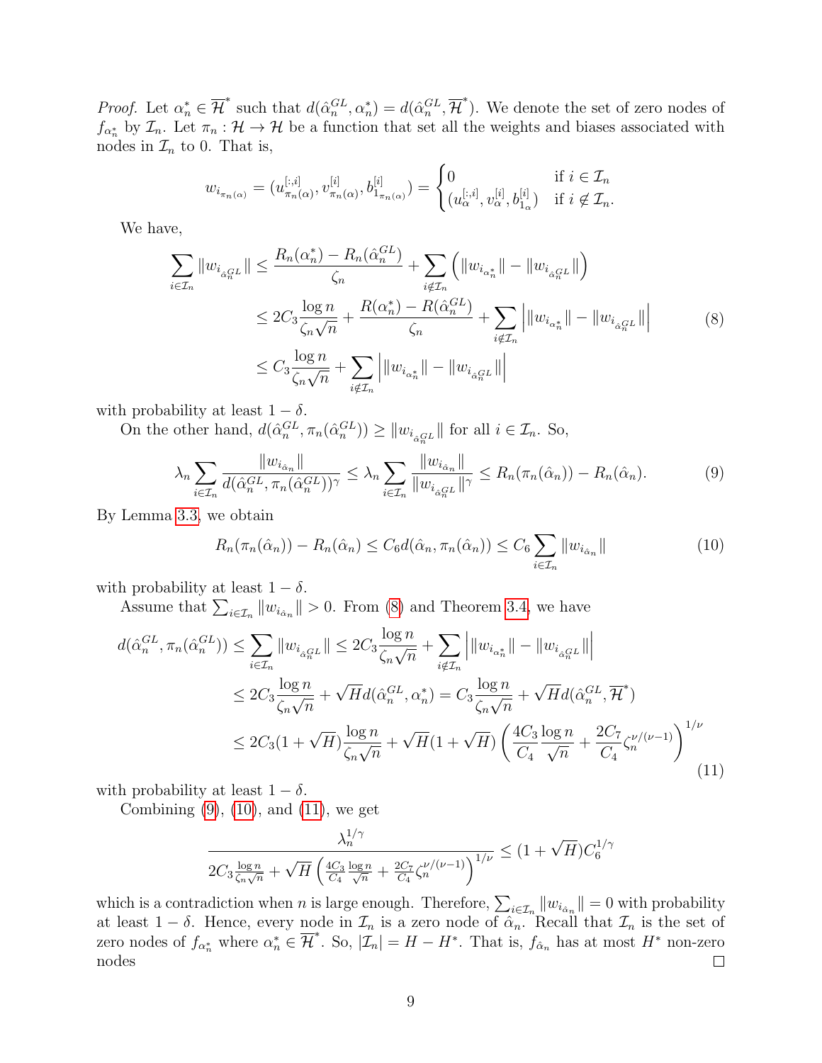*Proof.* Let $\alpha_n^* \in \overline{\mathcal{H}}^*$ such that $d(\hat{\alpha}_n^{GL}, \alpha_n^*) = d(\hat{\alpha}_n^{GL}, \overline{\mathcal{H}}^*)$. We denote the set of zero nodes of $f_{\alpha_n^*}$ by $\mathcal{I}_n$. Let $\pi_n : \mathcal{H} \to \mathcal{H}$ be a function that set all the weights and biases associated with nodes in $\mathcal{I}_n$ to 0. That is,

$$w_{i_{\pi_n(\alpha)}} = (u^{[:,i]}_{\pi_n(\alpha)}, v^{[i]}_{\pi_n(\alpha)}, b^{[i]}_{1_{\pi_n(\alpha)}}) = \begin{cases} 0 & \text{if } i \in \mathcal{I}_n \\ (u^{[:,i]}_{\alpha}, v^{[i]}_{\alpha}, b^{[i]}_{1_\alpha}) & \text{if } i \notin \mathcal{I}_n. \end{cases}$$

We have,

$$\begin{aligned}
\sum_{i \in \mathcal{I}_n} \|w_{i_{\hat{\alpha}_n^{GL}}}\| &\le \frac{R_n(\alpha_n^*) - R_n(\hat{\alpha}_n^{GL})}{\zeta_n} + \sum_{i \notin \mathcal{I}_n} \left( \|w_{i_{\alpha_n^*}}\| - \|w_{i_{\hat{\alpha}_n^{GL}}}\| \right) \\
&\le 2C_3 \frac{\log n}{\zeta_n \sqrt{n}} + \frac{R(\alpha_n^*) - R(\hat{\alpha}_n^{GL})}{\zeta_n} + \sum_{i \notin \mathcal{I}_n} \left| \|w_{i_{\alpha_n^*}}\| - \|w_{i_{\hat{\alpha}_n^{GL}}}\| \right| \\
&\le C_3 \frac{\log n}{\zeta_n \sqrt{n}} + \sum_{i \notin \mathcal{I}_n} \left| \|w_{i_{\alpha_n^*}}\| - \|w_{i_{\hat{\alpha}_n^{GL}}}\| \right|
\end{aligned} \tag{8}$$

with probability at least $1 - \delta$.

On the other hand, $d(\hat{\alpha}_n^{GL}, \pi_n(\hat{\alpha}_n^{GL})) \ge \|w_{i_{\hat{\alpha}_n^{GL}}}\|$ for all $i \in \mathcal{I}_n$. So,

$$\lambda_n \sum_{i \in \mathcal{I}_n} \frac{\|w_{i_{\hat{\alpha}_n}}\|}{d(\hat{\alpha}_n^{GL}, \pi_n(\hat{\alpha}_n^{GL}))^\gamma} \le \lambda_n \sum_{i \in \mathcal{I}_n} \frac{\|w_{i_{\hat{\alpha}_n}}\|}{\|w_{i_{\hat{\alpha}_n^{GL}}}\|^\gamma} \le R_n(\pi_n(\hat{\alpha}_n)) - R_n(\hat{\alpha}_n). \tag{9}$$

By Lemma 3.3, we obtain

$$R_n(\pi_n(\hat{\alpha}_n)) - R_n(\hat{\alpha}_n) \le C_6 d(\hat{\alpha}_n, \pi_n(\hat{\alpha}_n)) \le C_6 \sum_{i \in \mathcal{I}_n} \|w_{i_{\hat{\alpha}_n}}\| \tag{10}$$

with probability at least $1 - \delta$.

Assume that $\sum_{i \in \mathcal{I}_n} \|w_{i_{\hat{\alpha}_n}}\| > 0$. From (8) and Theorem 3.4, we have

$$\begin{aligned}
d(\hat{\alpha}_n^{GL}, \pi_n(\hat{\alpha}_n^{GL})) &\le \sum_{i \in \mathcal{I}_n} \|w_{i_{\hat{\alpha}_n^{GL}}}\| \le 2C_3 \frac{\log n}{\zeta_n \sqrt{n}} + \sum_{i \notin \mathcal{I}_n} \left| \|w_{i_{\alpha_n^*}}\| - \|w_{i_{\hat{\alpha}_n^{GL}}}\| \right| \\
&\le 2C_3 \frac{\log n}{\zeta_n \sqrt{n}} + \sqrt{H} d(\hat{\alpha}_n^{GL}, \alpha_n^*) = C_3 \frac{\log n}{\zeta_n \sqrt{n}} + \sqrt{H} d(\hat{\alpha}_n^{GL}, \overline{\mathcal{H}}^*) \\
&\le 2C_3 (1 + \sqrt{H}) \frac{\log n}{\zeta_n \sqrt{n}} + \sqrt{H}(1 + \sqrt{H}) \left( \frac{4C_3}{C_4} \frac{\log n}{\sqrt{n}} + \frac{2C_7}{C_4} \zeta_n^{\nu/(\nu-1)} \right)^{1/\nu}
\end{aligned} \tag{11}$$

with probability at least $1 - \delta$.

Combining (9), (10), and (11), we get

$$\frac{\lambda_n^{1/\gamma}}{2C_3 \frac{\log n}{\zeta_n \sqrt{n}} + \sqrt{H} \left( \frac{4C_3}{C_4} \frac{\log n}{\sqrt{n}} + \frac{2C_7}{C_4} \zeta_n^{\nu/(\nu-1)} \right)^{1/\nu}} \le (1 + \sqrt{H}) C_6^{1/\gamma}$$

which is a contradiction when $n$ is large enough. Therefore, $\sum_{i \in \mathcal{I}_n} \|w_{i_{\hat{\alpha}_n}}\| = 0$ with probability at least $1 - \delta$. Hence, every node in $\mathcal{I}_n$ is a zero node of $\hat{\alpha}_n$. Recall that $\mathcal{I}_n$ is the set of zero nodes of $f_{\alpha_n^*}$ where $\alpha_n^* \in \overline{\mathcal{H}}^*$. So, $|\mathcal{I}_n| = H - H^*$. That is, $f_{\hat{\alpha}_n}$ has at most $H^*$ non-zero nodes $\square$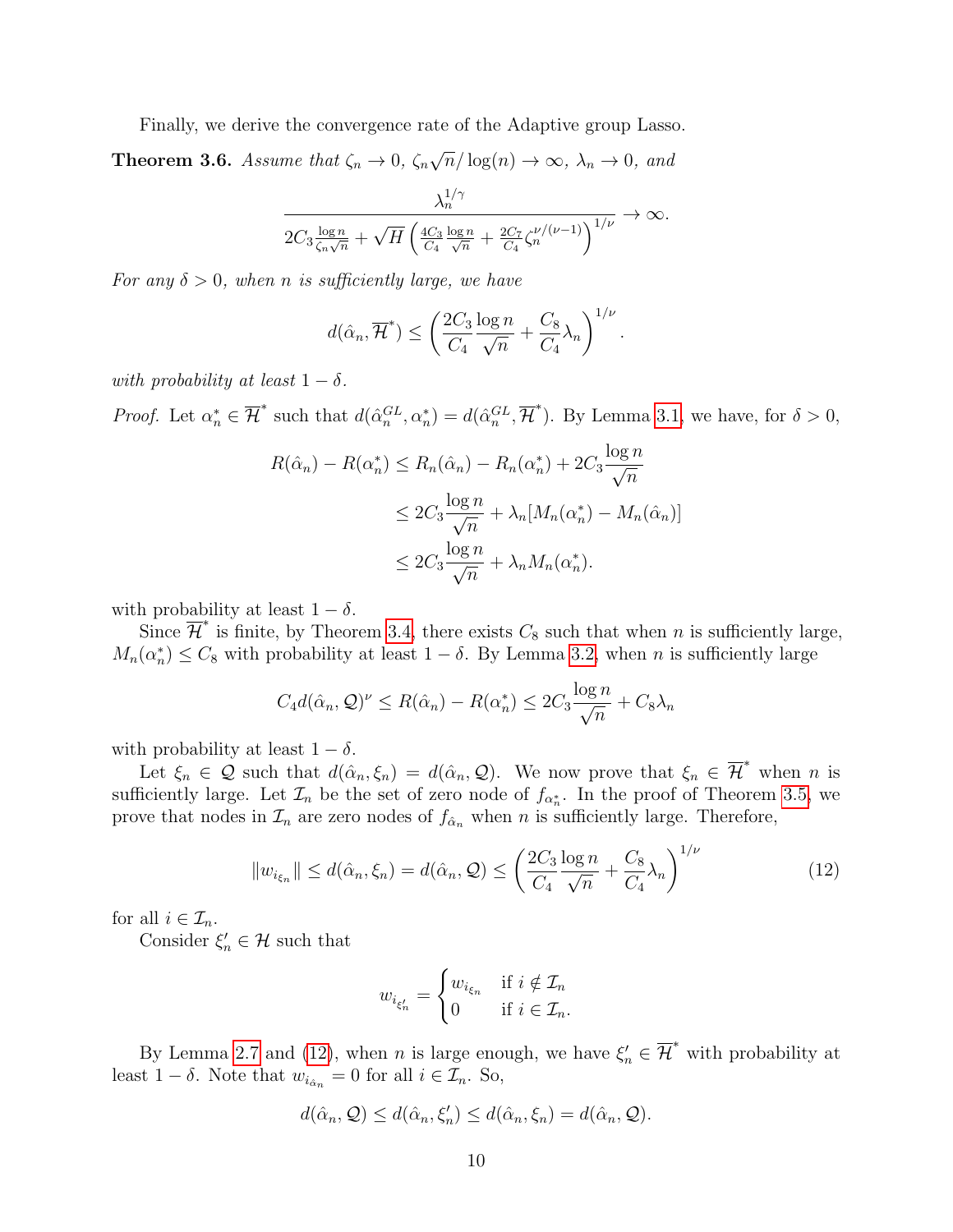Finally, we derive the convergence rate of the Adaptive group Lasso.

**Theorem 3.6.** *Assume that $\zeta_n \to 0$, $\zeta_n\sqrt{n}/\log(n) \to \infty$, $\lambda_n \to 0$, and*

$$\frac{\lambda_n^{1/\gamma}}{2C_3\frac{\log n}{\zeta_n\sqrt{n}} + \sqrt{H}\left(\frac{4C_3}{C_4}\frac{\log n}{\sqrt{n}} + \frac{2C_7}{C_4}\zeta_n^{\nu/(\nu-1)}\right)^{1/\nu}} \to \infty.$$

*For any $\delta > 0$, when $n$ is sufficiently large, we have*

$$d(\hat{\alpha}_n, \overline{\mathcal{H}}^*) \le \left(\frac{2C_3}{C_4}\frac{\log n}{\sqrt{n}} + \frac{C_8}{C_4}\lambda_n\right)^{1/\nu}.$$

*with probability at least $1 - \delta$.*

*Proof.* Let $\alpha_n^* \in \overline{\mathcal{H}}^*$ such that $d(\hat{\alpha}_n^{GL}, \alpha_n^*) = d(\hat{\alpha}_n^{GL}, \overline{\mathcal{H}}^*)$. By Lemma 3.1, we have, for $\delta > 0$,

$$\begin{aligned}
R(\hat{\alpha}_n) - R(\alpha_n^*) &\le R_n(\hat{\alpha}_n) - R_n(\alpha_n^*) + 2C_3\frac{\log n}{\sqrt{n}} \\
&\le 2C_3\frac{\log n}{\sqrt{n}} + \lambda_n[M_n(\alpha_n^*) - M_n(\hat{\alpha}_n)] \\
&\le 2C_3\frac{\log n}{\sqrt{n}} + \lambda_n M_n(\alpha_n^*).
\end{aligned}$$

with probability at least $1 - \delta$.

Since $\overline{\mathcal{H}}^*$ is finite, by Theorem 3.4, there exists $C_8$ such that when $n$ is sufficiently large, $M_n(\alpha_n^*) \le C_8$ with probability at least $1 - \delta$. By Lemma 3.2, when $n$ is sufficiently large

$$C_4 d(\hat{\alpha}_n, \mathcal{Q})^\nu \le R(\hat{\alpha}_n) - R(\alpha_n^*) \le 2C_3\frac{\log n}{\sqrt{n}} + C_8\lambda_n$$

with probability at least $1 - \delta$.

Let $\xi_n \in \mathcal{Q}$ such that $d(\hat{\alpha}_n, \xi_n) = d(\hat{\alpha}_n, \mathcal{Q})$. We now prove that $\xi_n \in \overline{\mathcal{H}}^*$ when $n$ is sufficiently large. Let $\mathcal{I}_n$ be the set of zero node of $f_{\alpha_n^*}$. In the proof of Theorem 3.5, we prove that nodes in $\mathcal{I}_n$ are zero nodes of $f_{\hat{\alpha}_n}$ when $n$ is sufficiently large. Therefore,

$$\|w_{i_{\xi_n}}\| \le d(\hat{\alpha}_n, \xi_n) = d(\hat{\alpha}_n, \mathcal{Q}) \le \left(\frac{2C_3}{C_4}\frac{\log n}{\sqrt{n}} + \frac{C_8}{C_4}\lambda_n\right)^{1/\nu} \tag{12}$$

for all $i \in \mathcal{I}_n$.

Consider $\xi_n' \in \mathcal{H}$ such that

$$w_{i_{\xi_n'}} = \begin{cases} w_{i_{\xi_n}} & \text{if } i \notin \mathcal{I}_n \\ 0 & \text{if } i \in \mathcal{I}_n. \end{cases}$$

By Lemma 2.7 and (12), when $n$ is large enough, we have $\xi_n' \in \overline{\mathcal{H}}^*$ with probability at least $1 - \delta$. Note that $w_{i_{\hat{\alpha}_n}} = 0$ for all $i \in \mathcal{I}_n$. So,

$$d(\hat{\alpha}_n, \mathcal{Q}) \le d(\hat{\alpha}_n, \xi_n') \le d(\hat{\alpha}_n, \xi_n) = d(\hat{\alpha}_n, \mathcal{Q}).$$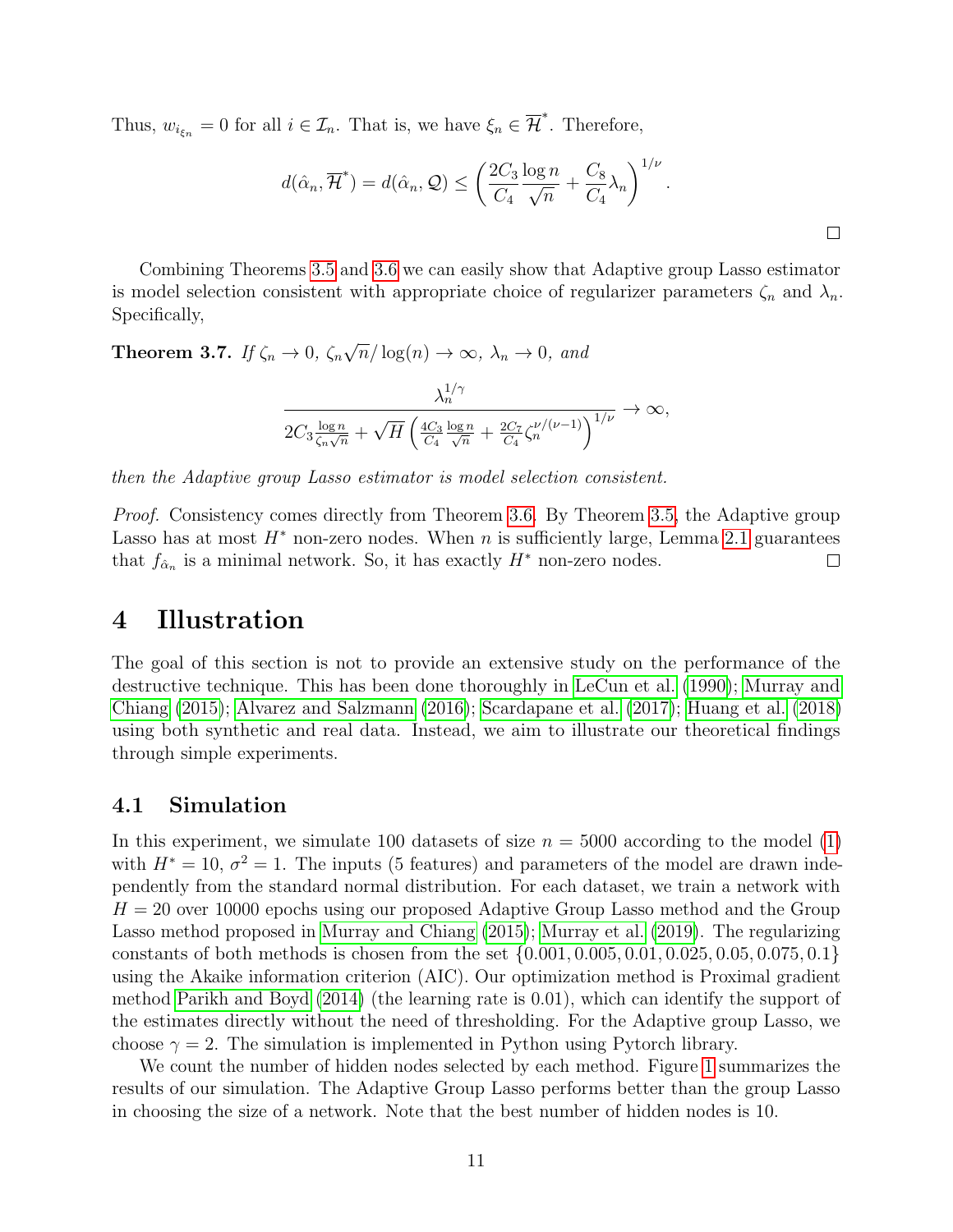Thus, $w_{i_{\xi_n}} = 0$ for all $i \in \mathcal{I}_n$. That is, we have $\xi_n \in \overline{\mathcal{H}}^*$. Therefore,

$$d(\hat{\alpha}_n, \overline{\mathcal{H}}^*) = d(\hat{\alpha}_n, \mathcal{Q}) \leq \left( \frac{2C_3}{C_4} \frac{\log n}{\sqrt{n}} + \frac{C_8}{C_4} \lambda_n \right)^{1/\nu}.$$

□

Combining Theorems 3.5 and 3.6 we can easily show that Adaptive group Lasso estimator is model selection consistent with appropriate choice of regularizer parameters $\zeta_n$ and $\lambda_n$. Specifically,

**Theorem 3.7.** *If $\zeta_n \to 0$, $\zeta_n \sqrt{n}/\log(n) \to \infty$, $\lambda_n \to 0$, and*

$$\frac{\lambda_n^{1/\gamma}}{2C_3 \frac{\log n}{\zeta_n \sqrt{n}} + \sqrt{H} \left( \frac{4C_3}{C_4} \frac{\log n}{\sqrt{n}} + \frac{2C_7}{C_4} \zeta_n^{\nu/(\nu-1)} \right)^{1/\nu}} \to \infty,$$

*then the Adaptive group Lasso estimator is model selection consistent.*

*Proof.* Consistency comes directly from Theorem 3.6. By Theorem 3.5, the Adaptive group Lasso has at most $H^*$ non-zero nodes. When $n$ is sufficiently large, Lemma 2.1 guarantees that $f_{\hat{\alpha}_n}$ is a minimal network. So, it has exactly $H^*$ non-zero nodes. □

# 4 Illustration

The goal of this section is not to provide an extensive study on the performance of the destructive technique. This has been done thoroughly in LeCun et al. (1990); Murray and Chiang (2015); Alvarez and Salzmann (2016); Scardapane et al. (2017); Huang et al. (2018) using both synthetic and real data. Instead, we aim to illustrate our theoretical findings through simple experiments.

## 4.1 Simulation

In this experiment, we simulate 100 datasets of size $n = 5000$ according to the model (1) with $H^* = 10$, $\sigma^2 = 1$. The inputs (5 features) and parameters of the model are drawn independently from the standard normal distribution. For each dataset, we train a network with $H = 20$ over 10000 epochs using our proposed Adaptive Group Lasso method and the Group Lasso method proposed in Murray and Chiang (2015); Murray et al. (2019). The regularizing constants of both methods is chosen from the set $\{0.001, 0.005, 0.01, 0.025, 0.05, 0.075, 0.1\}$ using the Akaike information criterion (AIC). Our optimization method is Proximal gradient method Parikh and Boyd (2014) (the learning rate is 0.01), which can identify the support of the estimates directly without the need of thresholding. For the Adaptive group Lasso, we choose $\gamma = 2$. The simulation is implemented in Python using Pytorch library.

We count the number of hidden nodes selected by each method. Figure 1 summarizes the results of our simulation. The Adaptive Group Lasso performs better than the group Lasso in choosing the size of a network. Note that the best number of hidden nodes is 10.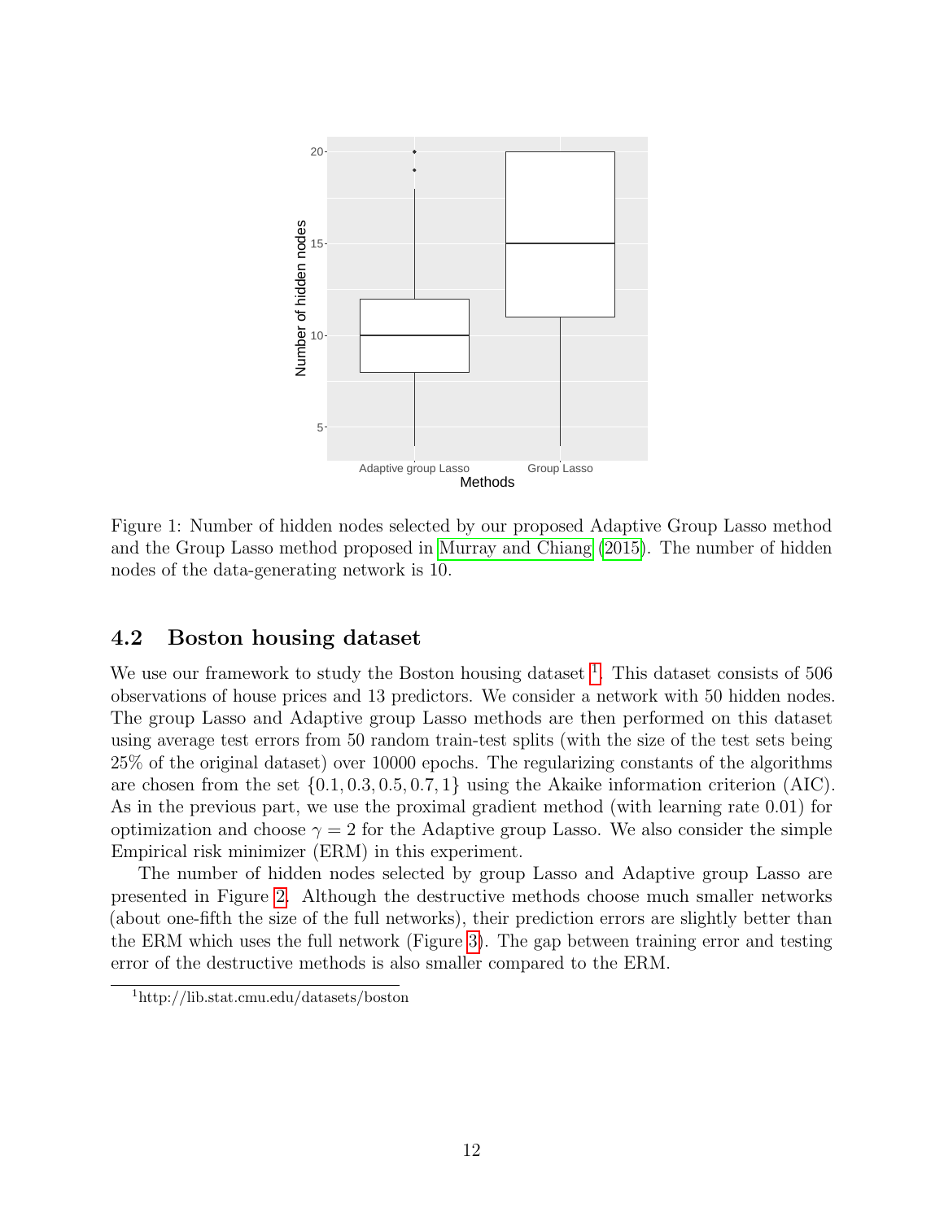Figure 1: Number of hidden nodes selected by our proposed Adaptive Group Lasso method and the Group Lasso method proposed in Murray and Chiang (2015). The number of hidden nodes of the data-generating network is 10.

## 4.2 Boston housing dataset

We use our framework to study the Boston housing dataset [1]. This dataset consists of 506 observations of house prices and 13 predictors. We consider a network with 50 hidden nodes. The group Lasso and Adaptive group Lasso methods are then performed on this dataset using average test errors from 50 random train-test splits (with the size of the test sets being 25% of the original dataset) over 10000 epochs. The regularizing constants of the algorithms are chosen from the set $\{0.1, 0.3, 0.5, 0.7, 1\}$ using the Akaike information criterion (AIC). As in the previous part, we use the proximal gradient method (with learning rate 0.01) for optimization and choose $\gamma = 2$ for the Adaptive group Lasso. We also consider the simple Empirical risk minimizer (ERM) in this experiment.

The number of hidden nodes selected by group Lasso and Adaptive group Lasso are presented in Figure 2. Although the destructive methods choose much smaller networks (about one-fifth the size of the full networks), their prediction errors are slightly better than the ERM which uses the full network (Figure 3). The gap between training error and testing error of the destructive methods is also smaller compared to the ERM.

[1] http://lib.stat.cmu.edu/datasets/boston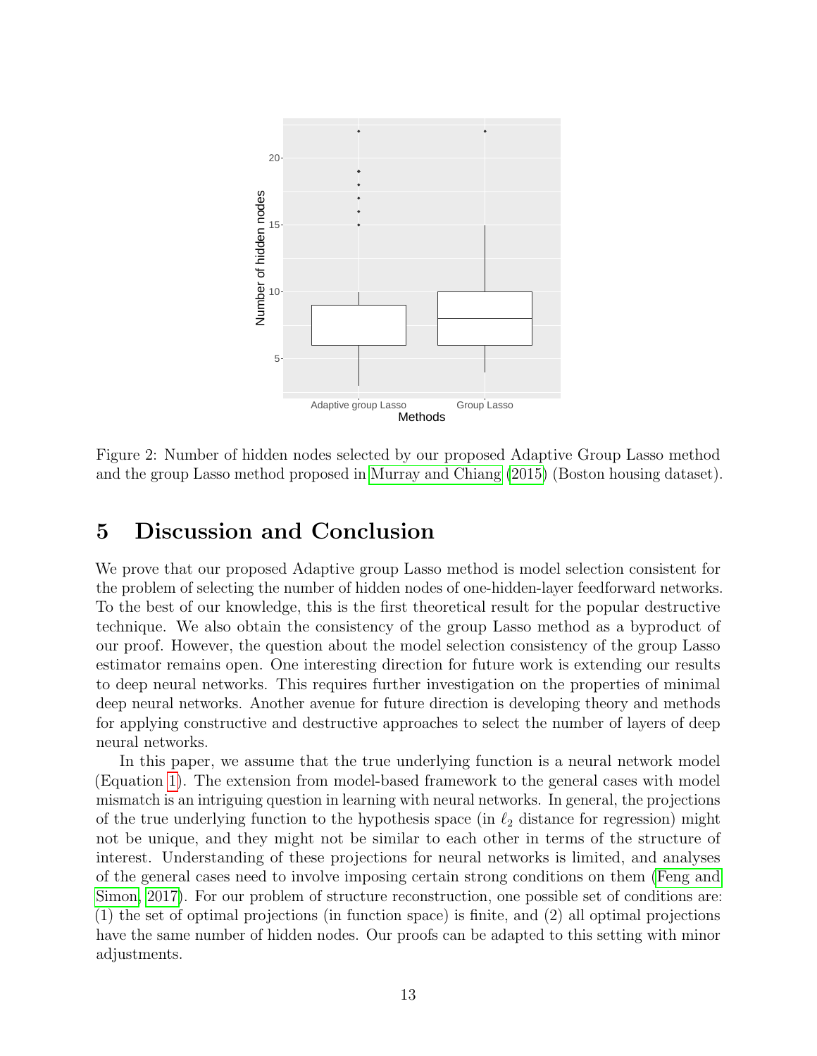Figure 2: Number of hidden nodes selected by our proposed Adaptive Group Lasso method and the group Lasso method proposed in Murray and Chiang (2015) (Boston housing dataset).

## 5 Discussion and Conclusion

We prove that our proposed Adaptive group Lasso method is model selection consistent for the problem of selecting the number of hidden nodes of one-hidden-layer feedforward networks. To the best of our knowledge, this is the first theoretical result for the popular destructive technique. We also obtain the consistency of the group Lasso method as a byproduct of our proof. However, the question about the model selection consistency of the group Lasso estimator remains open. One interesting direction for future work is extending our results to deep neural networks. This requires further investigation on the properties of minimal deep neural networks. Another avenue for future direction is developing theory and methods for applying constructive and destructive approaches to select the number of layers of deep neural networks.

In this paper, we assume that the true underlying function is a neural network model (Equation 1). The extension from model-based framework to the general cases with model mismatch is an intriguing question in learning with neural networks. In general, the projections of the true underlying function to the hypothesis space (in $\ell_2$ distance for regression) might not be unique, and they might not be similar to each other in terms of the structure of interest. Understanding of these projections for neural networks is limited, and analyses of the general cases need to involve imposing certain strong conditions on them (Feng and Simon, 2017). For our problem of structure reconstruction, one possible set of conditions are: (1) the set of optimal projections (in function space) is finite, and (2) all optimal projections have the same number of hidden nodes. Our proofs can be adapted to this setting with minor adjustments.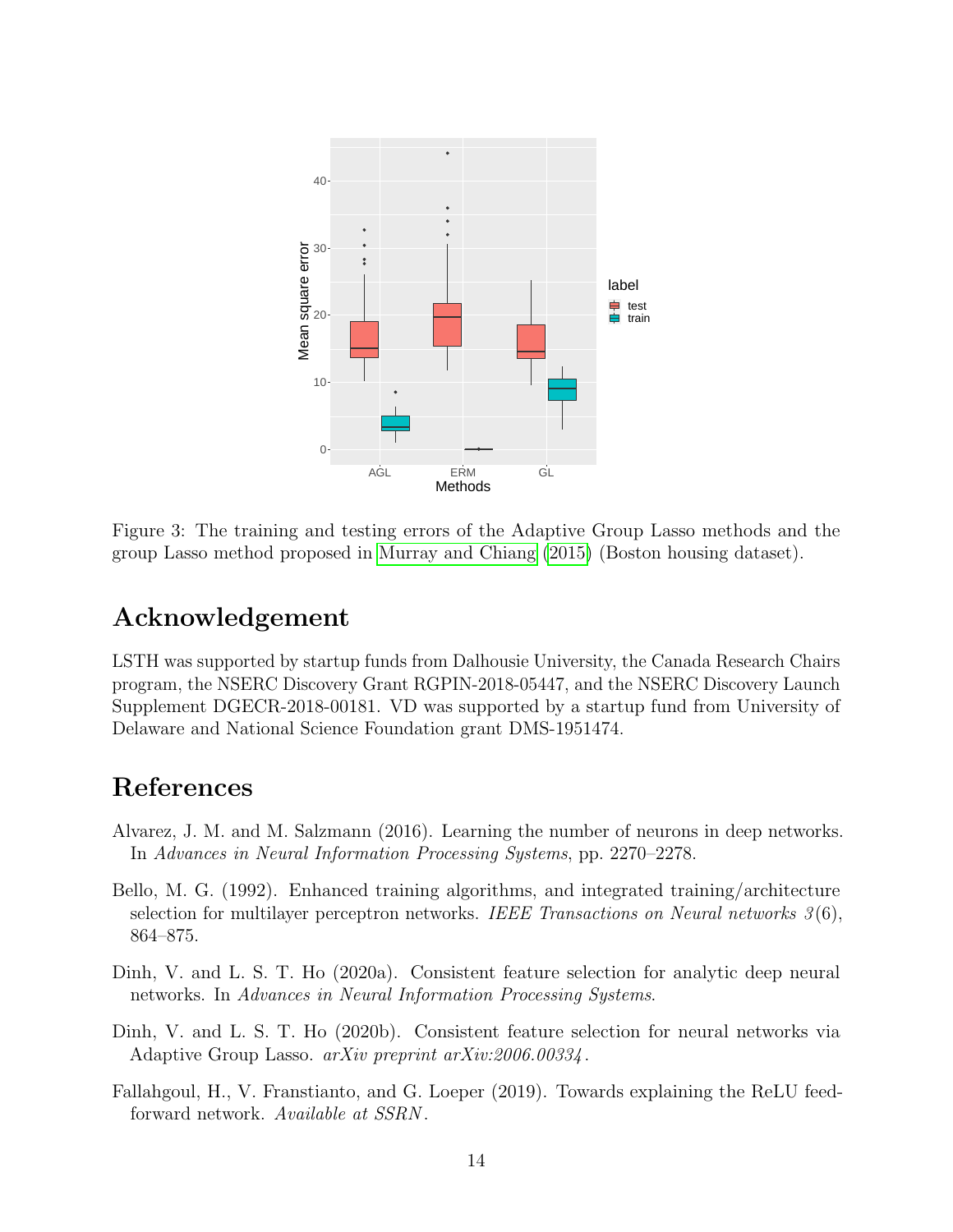Figure 3: The training and testing errors of the Adaptive Group Lasso methods and the group Lasso method proposed in Murray and Chiang (2015) (Boston housing dataset).

## Acknowledgement

LSTH was supported by startup funds from Dalhousie University, the Canada Research Chairs program, the NSERC Discovery Grant RGPIN-2018-05447, and the NSERC Discovery Launch Supplement DGECR-2018-00181. VD was supported by a startup fund from University of Delaware and National Science Foundation grant DMS-1951474.

## References

Alvarez, J. M. and M. Salzmann (2016). Learning the number of neurons in deep networks. In *Advances in Neural Information Processing Systems*, pp. 2270–2278.

Bello, M. G. (1992). Enhanced training algorithms, and integrated training/architecture selection for multilayer perceptron networks. *IEEE Transactions on Neural networks 3*(6), 864–875.

Dinh, V. and L. S. T. Ho (2020a). Consistent feature selection for analytic deep neural networks. In *Advances in Neural Information Processing Systems*.

Dinh, V. and L. S. T. Ho (2020b). Consistent feature selection for neural networks via Adaptive Group Lasso. *arXiv preprint arXiv:2006.00334*.

Fallahgoul, H., V. Franstianto, and G. Loeper (2019). Towards explaining the ReLU feed-forward network. *Available at SSRN*.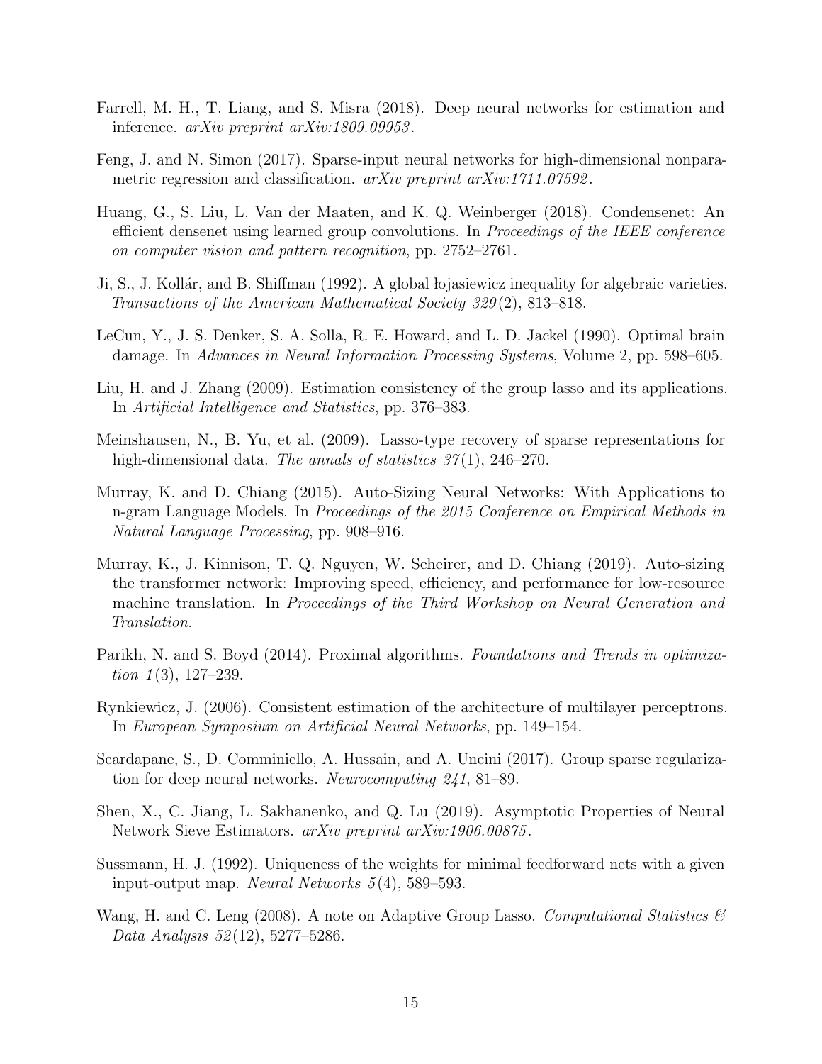Farrell, M. H., T. Liang, and S. Misra (2018). Deep neural networks for estimation and inference. *arXiv preprint arXiv:1809.09953*.

Feng, J. and N. Simon (2017). Sparse-input neural networks for high-dimensional nonparametric regression and classification. *arXiv preprint arXiv:1711.07592*.

Huang, G., S. Liu, L. Van der Maaten, and K. Q. Weinberger (2018). Condensenet: An efficient densenet using learned group convolutions. In *Proceedings of the IEEE conference on computer vision and pattern recognition*, pp. 2752–2761.

Ji, S., J. Kollár, and B. Shiffman (1992). A global łojasiewicz inequality for algebraic varieties. *Transactions of the American Mathematical Society 329*(2), 813–818.

LeCun, Y., J. S. Denker, S. A. Solla, R. E. Howard, and L. D. Jackel (1990). Optimal brain damage. In *Advances in Neural Information Processing Systems*, Volume 2, pp. 598–605.

Liu, H. and J. Zhang (2009). Estimation consistency of the group lasso and its applications. In *Artificial Intelligence and Statistics*, pp. 376–383.

Meinshausen, N., B. Yu, et al. (2009). Lasso-type recovery of sparse representations for high-dimensional data. *The annals of statistics 37*(1), 246–270.

Murray, K. and D. Chiang (2015). Auto-Sizing Neural Networks: With Applications to n-gram Language Models. In *Proceedings of the 2015 Conference on Empirical Methods in Natural Language Processing*, pp. 908–916.

Murray, K., J. Kinnison, T. Q. Nguyen, W. Scheirer, and D. Chiang (2019). Auto-sizing the transformer network: Improving speed, efficiency, and performance for low-resource machine translation. In *Proceedings of the Third Workshop on Neural Generation and Translation*.

Parikh, N. and S. Boyd (2014). Proximal algorithms. *Foundations and Trends in optimization 1*(3), 127–239.

Rynkiewicz, J. (2006). Consistent estimation of the architecture of multilayer perceptrons. In *European Symposium on Artificial Neural Networks*, pp. 149–154.

Scardapane, S., D. Comminiello, A. Hussain, and A. Uncini (2017). Group sparse regularization for deep neural networks. *Neurocomputing 241*, 81–89.

Shen, X., C. Jiang, L. Sakhanenko, and Q. Lu (2019). Asymptotic Properties of Neural Network Sieve Estimators. *arXiv preprint arXiv:1906.00875*.

Sussmann, H. J. (1992). Uniqueness of the weights for minimal feedforward nets with a given input-output map. *Neural Networks 5*(4), 589–593.

Wang, H. and C. Leng (2008). A note on Adaptive Group Lasso. *Computational Statistics & Data Analysis 52*(12), 5277–5286.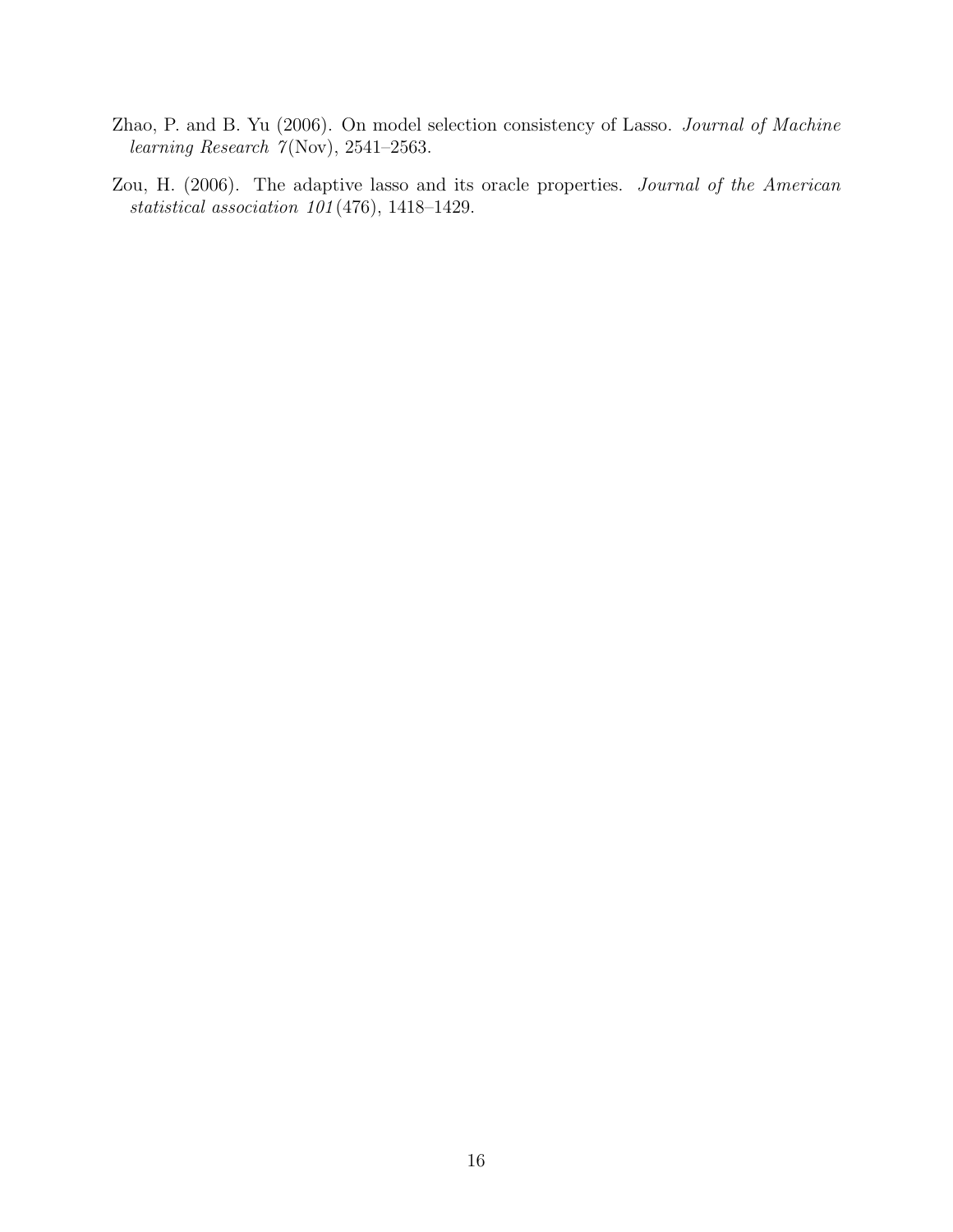Zhao, P. and B. Yu (2006). On model selection consistency of Lasso. *Journal of Machine learning Research 7*(Nov), 2541–2563.

Zou, H. (2006). The adaptive lasso and its oracle properties. *Journal of the American statistical association 101*(476), 1418–1429.